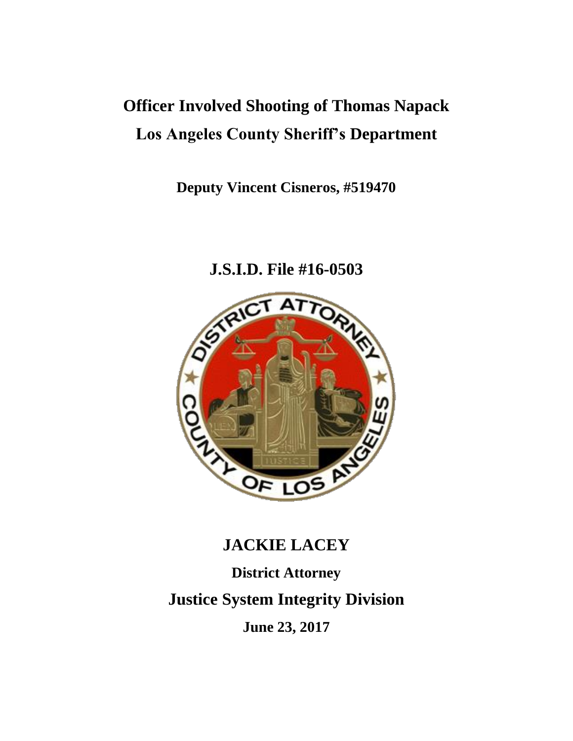# Officer Involved Shooting of Thomas Napack

# Los Angeles County Sheriff's Department

**Deputy Vincent Cisneros, #519470**

## J.S.I.D. File #16-0503

## JACKIE LACEY

**District Attorney**

## Justice System Integrity Division

**June 23, 2017**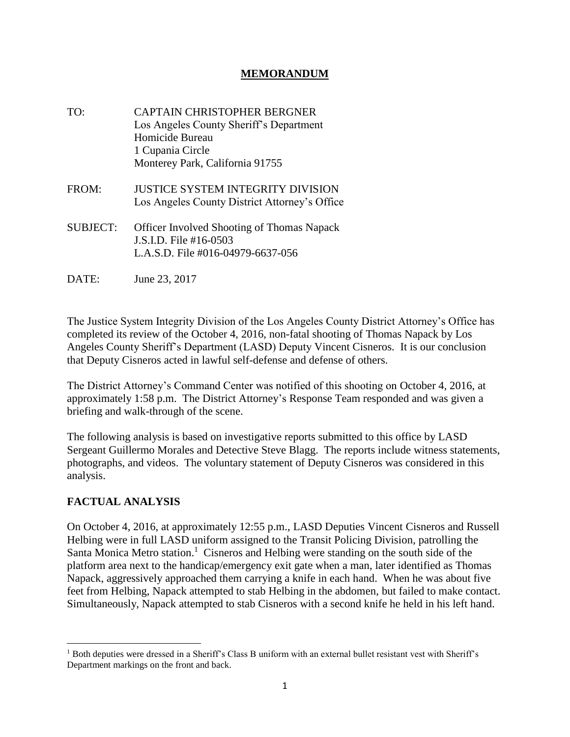# MEMORANDUM

TO: CAPTAIN CHRISTOPHER BERGNER
Los Angeles County Sheriff's Department
Homicide Bureau
1 Cupania Circle
Monterey Park, California 91755

FROM: JUSTICE SYSTEM INTEGRITY DIVISION
Los Angeles County District Attorney's Office

SUBJECT: Officer Involved Shooting of Thomas Napack
J.S.I.D. File #16-0503
L.A.S.D. File #016-04979-6637-056

DATE: June 23, 2017

The Justice System Integrity Division of the Los Angeles County District Attorney's Office has completed its review of the October 4, 2016, non-fatal shooting of Thomas Napack by Los Angeles County Sheriff's Department (LASD) Deputy Vincent Cisneros. It is our conclusion that Deputy Cisneros acted in lawful self-defense and defense of others.

The District Attorney's Command Center was notified of this shooting on October 4, 2016, at approximately 1:58 p.m. The District Attorney's Response Team responded and was given a briefing and walk-through of the scene.

The following analysis is based on investigative reports submitted to this office by LASD Sergeant Guillermo Morales and Detective Steve Blagg. The reports include witness statements, photographs, and videos. The voluntary statement of Deputy Cisneros was considered in this analysis.

## FACTUAL ANALYSIS

On October 4, 2016, at approximately 12:55 p.m., LASD Deputies Vincent Cisneros and Russell Helbing were in full LASD uniform assigned to the Transit Policing Division, patrolling the Santa Monica Metro station.[1] Cisneros and Helbing were standing on the south side of the platform area next to the handicap/emergency exit gate when a man, later identified as Thomas Napack, aggressively approached them carrying a knife in each hand. When he was about five feet from Helbing, Napack attempted to stab Helbing in the abdomen, but failed to make contact. Simultaneously, Napack attempted to stab Cisneros with a second knife he held in his left hand.

---

[1] Both deputies were dressed in a Sheriff's Class B uniform with an external bullet resistant vest with Sheriff's Department markings on the front and back.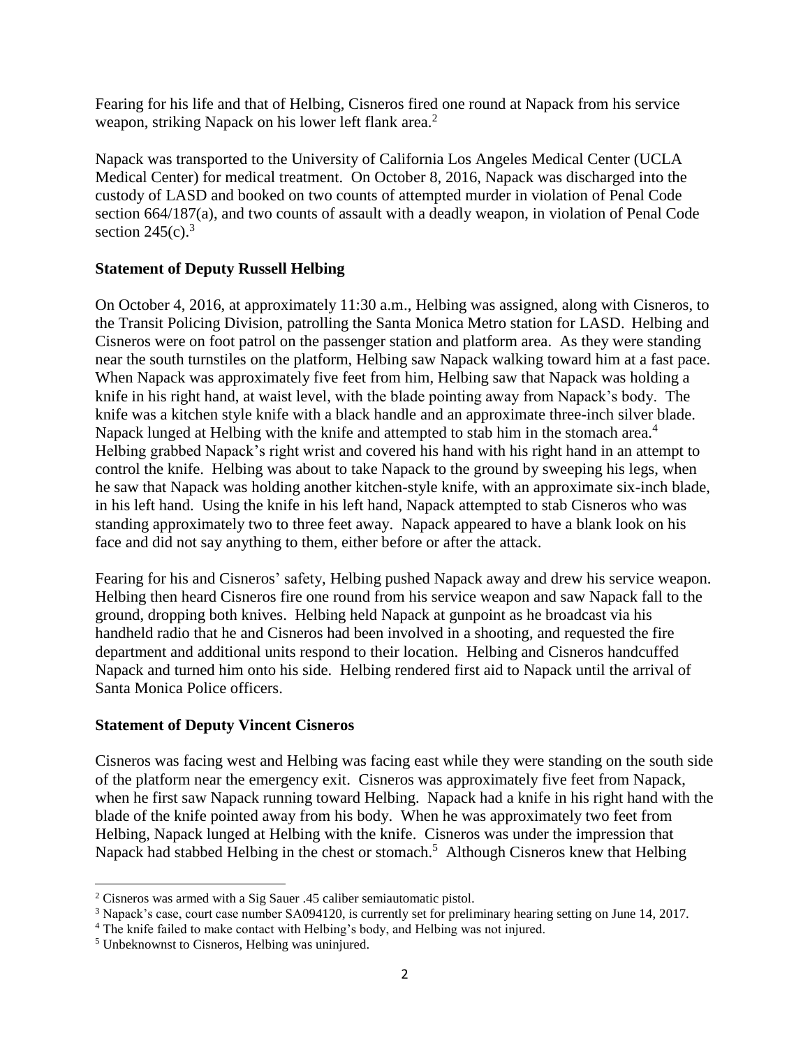Fearing for his life and that of Helbing, Cisneros fired one round at Napack from his service weapon, striking Napack on his lower left flank area.[2]

Napack was transported to the University of California Los Angeles Medical Center (UCLA Medical Center) for medical treatment. On October 8, 2016, Napack was discharged into the custody of LASD and booked on two counts of attempted murder in violation of Penal Code section 664/187(a), and two counts of assault with a deadly weapon, in violation of Penal Code section 245(c).[3]

## Statement of Deputy Russell Helbing

On October 4, 2016, at approximately 11:30 a.m., Helbing was assigned, along with Cisneros, to the Transit Policing Division, patrolling the Santa Monica Metro station for LASD. Helbing and Cisneros were on foot patrol on the passenger station and platform area. As they were standing near the south turnstiles on the platform, Helbing saw Napack walking toward him at a fast pace. When Napack was approximately five feet from him, Helbing saw that Napack was holding a knife in his right hand, at waist level, with the blade pointing away from Napack's body. The knife was a kitchen style knife with a black handle and an approximate three-inch silver blade. Napack lunged at Helbing with the knife and attempted to stab him in the stomach area.[4] Helbing grabbed Napack's right wrist and covered his hand with his right hand in an attempt to control the knife. Helbing was about to take Napack to the ground by sweeping his legs, when he saw that Napack was holding another kitchen-style knife, with an approximate six-inch blade, in his left hand. Using the knife in his left hand, Napack attempted to stab Cisneros who was standing approximately two to three feet away. Napack appeared to have a blank look on his face and did not say anything to them, either before or after the attack.

Fearing for his and Cisneros' safety, Helbing pushed Napack away and drew his service weapon. Helbing then heard Cisneros fire one round from his service weapon and saw Napack fall to the ground, dropping both knives. Helbing held Napack at gunpoint as he broadcast via his handheld radio that he and Cisneros had been involved in a shooting, and requested the fire department and additional units respond to their location. Helbing and Cisneros handcuffed Napack and turned him onto his side. Helbing rendered first aid to Napack until the arrival of Santa Monica Police officers.

## Statement of Deputy Vincent Cisneros

Cisneros was facing west and Helbing was facing east while they were standing on the south side of the platform near the emergency exit. Cisneros was approximately five feet from Napack, when he first saw Napack running toward Helbing. Napack had a knife in his right hand with the blade of the knife pointed away from his body. When he was approximately two feet from Helbing, Napack lunged at Helbing with the knife. Cisneros was under the impression that Napack had stabbed Helbing in the chest or stomach.[5] Although Cisneros knew that Helbing

---

[2] Cisneros was armed with a Sig Sauer .45 caliber semiautomatic pistol.

[3] Napack's case, court case number SA094120, is currently set for preliminary hearing setting on June 14, 2017.

[4] The knife failed to make contact with Helbing's body, and Helbing was not injured.

[5] Unbeknownst to Cisneros, Helbing was uninjured.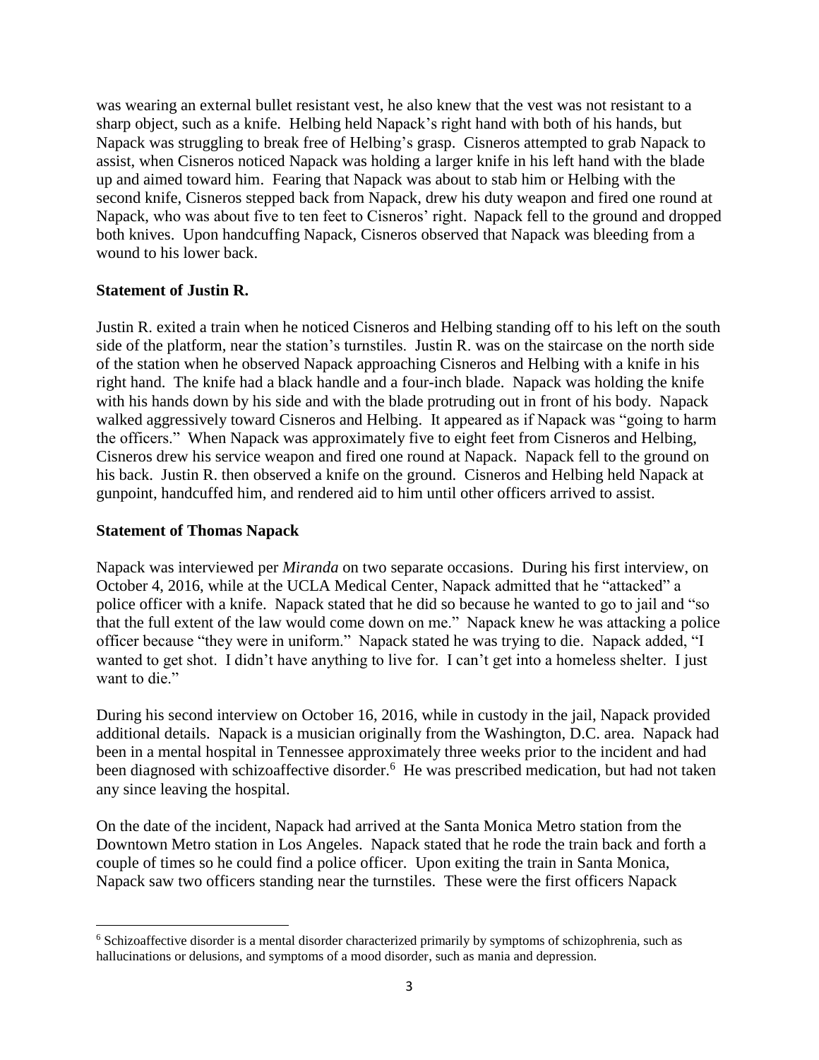was wearing an external bullet resistant vest, he also knew that the vest was not resistant to a sharp object, such as a knife. Helbing held Napack's right hand with both of his hands, but Napack was struggling to break free of Helbing's grasp. Cisneros attempted to grab Napack to assist, when Cisneros noticed Napack was holding a larger knife in his left hand with the blade up and aimed toward him. Fearing that Napack was about to stab him or Helbing with the second knife, Cisneros stepped back from Napack, drew his duty weapon and fired one round at Napack, who was about five to ten feet to Cisneros' right. Napack fell to the ground and dropped both knives. Upon handcuffing Napack, Cisneros observed that Napack was bleeding from a wound to his lower back.

**Statement of Justin R.**

Justin R. exited a train when he noticed Cisneros and Helbing standing off to his left on the south side of the platform, near the station's turnstiles. Justin R. was on the staircase on the north side of the station when he observed Napack approaching Cisneros and Helbing with a knife in his right hand. The knife had a black handle and a four-inch blade. Napack was holding the knife with his hands down by his side and with the blade protruding out in front of his body. Napack walked aggressively toward Cisneros and Helbing. It appeared as if Napack was "going to harm the officers." When Napack was approximately five to eight feet from Cisneros and Helbing, Cisneros drew his service weapon and fired one round at Napack. Napack fell to the ground on his back. Justin R. then observed a knife on the ground. Cisneros and Helbing held Napack at gunpoint, handcuffed him, and rendered aid to him until other officers arrived to assist.

**Statement of Thomas Napack**

Napack was interviewed per *Miranda* on two separate occasions. During his first interview, on October 4, 2016, while at the UCLA Medical Center, Napack admitted that he "attacked" a police officer with a knife. Napack stated that he did so because he wanted to go to jail and "so that the full extent of the law would come down on me." Napack knew he was attacking a police officer because "they were in uniform." Napack stated he was trying to die. Napack added, "I wanted to get shot. I didn't have anything to live for. I can't get into a homeless shelter. I just want to die."

During his second interview on October 16, 2016, while in custody in the jail, Napack provided additional details. Napack is a musician originally from the Washington, D.C. area. Napack had been in a mental hospital in Tennessee approximately three weeks prior to the incident and had been diagnosed with schizoaffective disorder.[6] He was prescribed medication, but had not taken any since leaving the hospital.

On the date of the incident, Napack had arrived at the Santa Monica Metro station from the Downtown Metro station in Los Angeles. Napack stated that he rode the train back and forth a couple of times so he could find a police officer. Upon exiting the train in Santa Monica, Napack saw two officers standing near the turnstiles. These were the first officers Napack

---

[6] Schizoaffective disorder is a mental disorder characterized primarily by symptoms of schizophrenia, such as hallucinations or delusions, and symptoms of a mood disorder, such as mania and depression.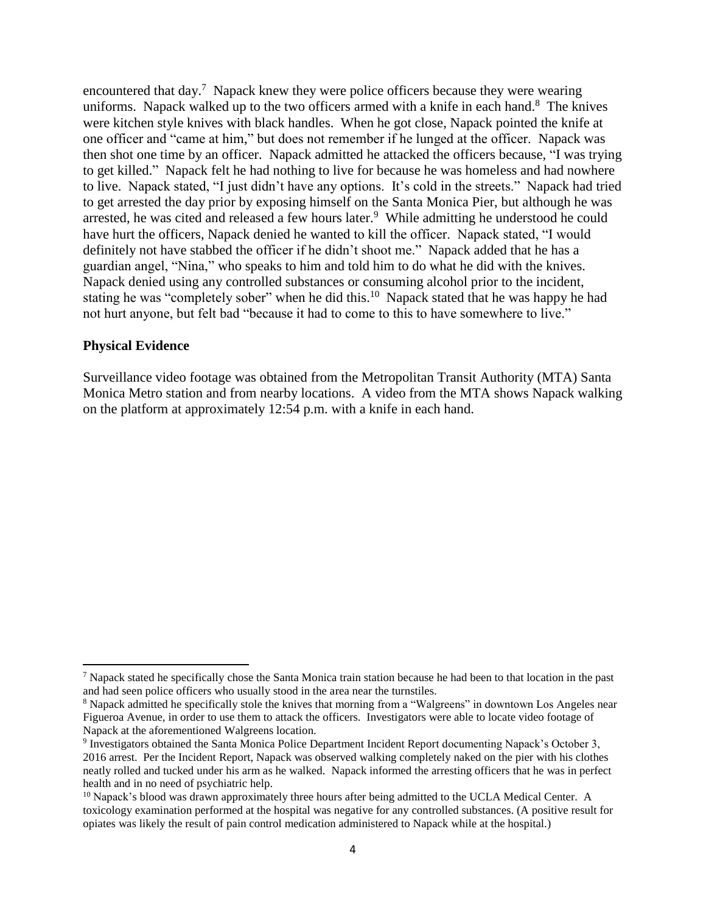encountered that day.[7] Napack knew they were police officers because they were wearing uniforms. Napack walked up to the two officers armed with a knife in each hand.[8] The knives were kitchen style knives with black handles. When he got close, Napack pointed the knife at one officer and "came at him," but does not remember if he lunged at the officer. Napack was then shot one time by an officer. Napack admitted he attacked the officers because, "I was trying to get killed." Napack felt he had nothing to live for because he was homeless and had nowhere to live. Napack stated, "I just didn't have any options. It's cold in the streets." Napack had tried to get arrested the day prior by exposing himself on the Santa Monica Pier, but although he was arrested, he was cited and released a few hours later.[9] While admitting he understood he could have hurt the officers, Napack denied he wanted to kill the officer. Napack stated, "I would definitely not have stabbed the officer if he didn't shoot me." Napack added that he has a guardian angel, "Nina," who speaks to him and told him to do what he did with the knives. Napack denied using any controlled substances or consuming alcohol prior to the incident, stating he was "completely sober" when he did this.[10] Napack stated that he was happy he had not hurt anyone, but felt bad "because it had to come to this to have somewhere to live."

**Physical Evidence**

Surveillance video footage was obtained from the Metropolitan Transit Authority (MTA) Santa Monica Metro station and from nearby locations. A video from the MTA shows Napack walking on the platform at approximately 12:54 p.m. with a knife in each hand.

---

[7] Napack stated he specifically chose the Santa Monica train station because he had been to that location in the past and had seen police officers who usually stood in the area near the turnstiles.

[8] Napack admitted he specifically stole the knives that morning from a "Walgreens" in downtown Los Angeles near Figueroa Avenue, in order to use them to attack the officers. Investigators were able to locate video footage of Napack at the aforementioned Walgreens location.

[9] Investigators obtained the Santa Monica Police Department Incident Report documenting Napack's October 3, 2016 arrest. Per the Incident Report, Napack was observed walking completely naked on the pier with his clothes neatly rolled and tucked under his arm as he walked. Napack informed the arresting officers that he was in perfect health and in no need of psychiatric help.

[10] Napack's blood was drawn approximately three hours after being admitted to the UCLA Medical Center. A toxicology examination performed at the hospital was negative for any controlled substances. (A positive result for opiates was likely the result of pain control medication administered to Napack while at the hospital.)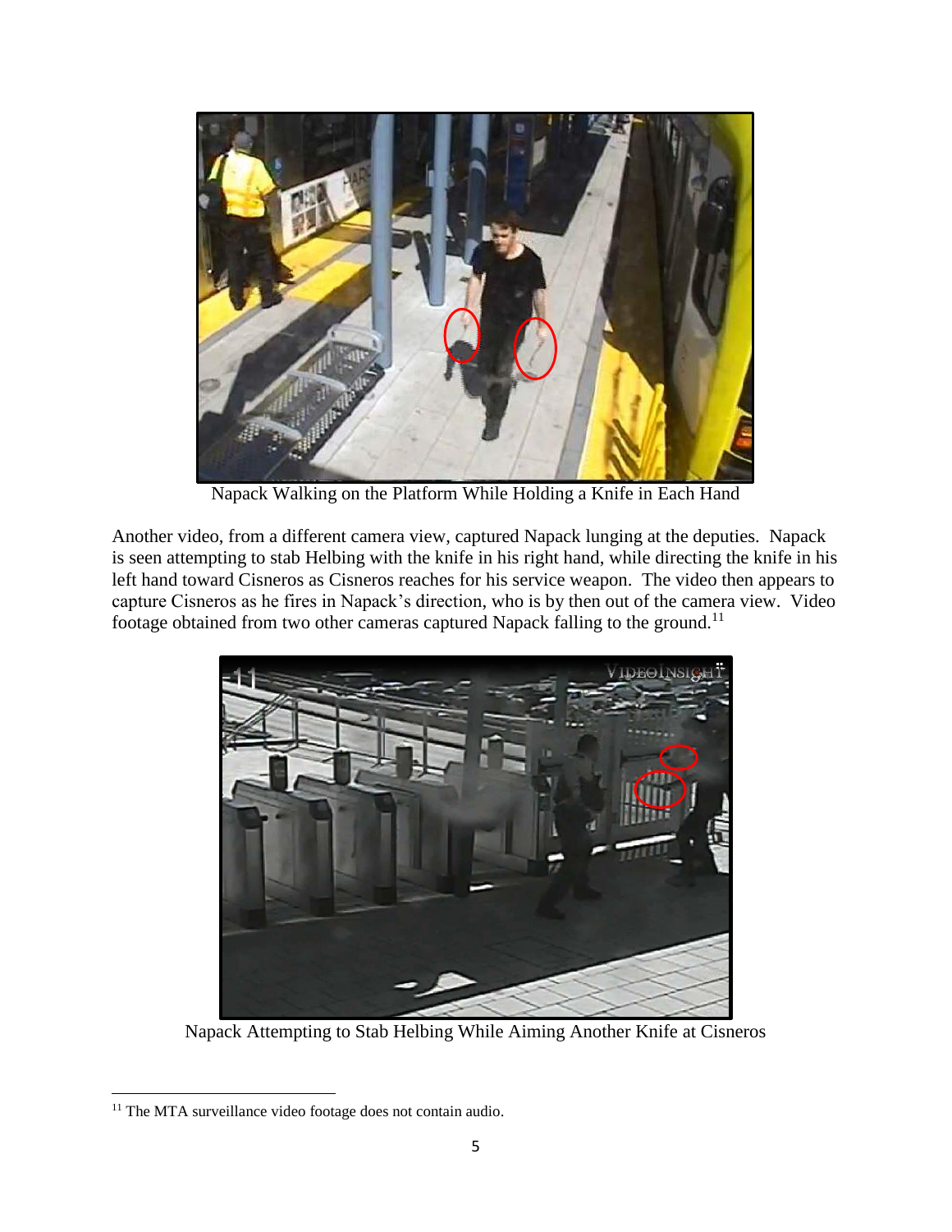Napack Walking on the Platform While Holding a Knife in Each Hand

Another video, from a different camera view, captured Napack lunging at the deputies. Napack is seen attempting to stab Helbing with the knife in his right hand, while directing the knife in his left hand toward Cisneros as Cisneros reaches for his service weapon. The video then appears to capture Cisneros as he fires in Napack's direction, who is by then out of the camera view. Video footage obtained from two other cameras captured Napack falling to the ground.[11]

Napack Attempting to Stab Helbing While Aiming Another Knife at Cisneros

[11] The MTA surveillance video footage does not contain audio.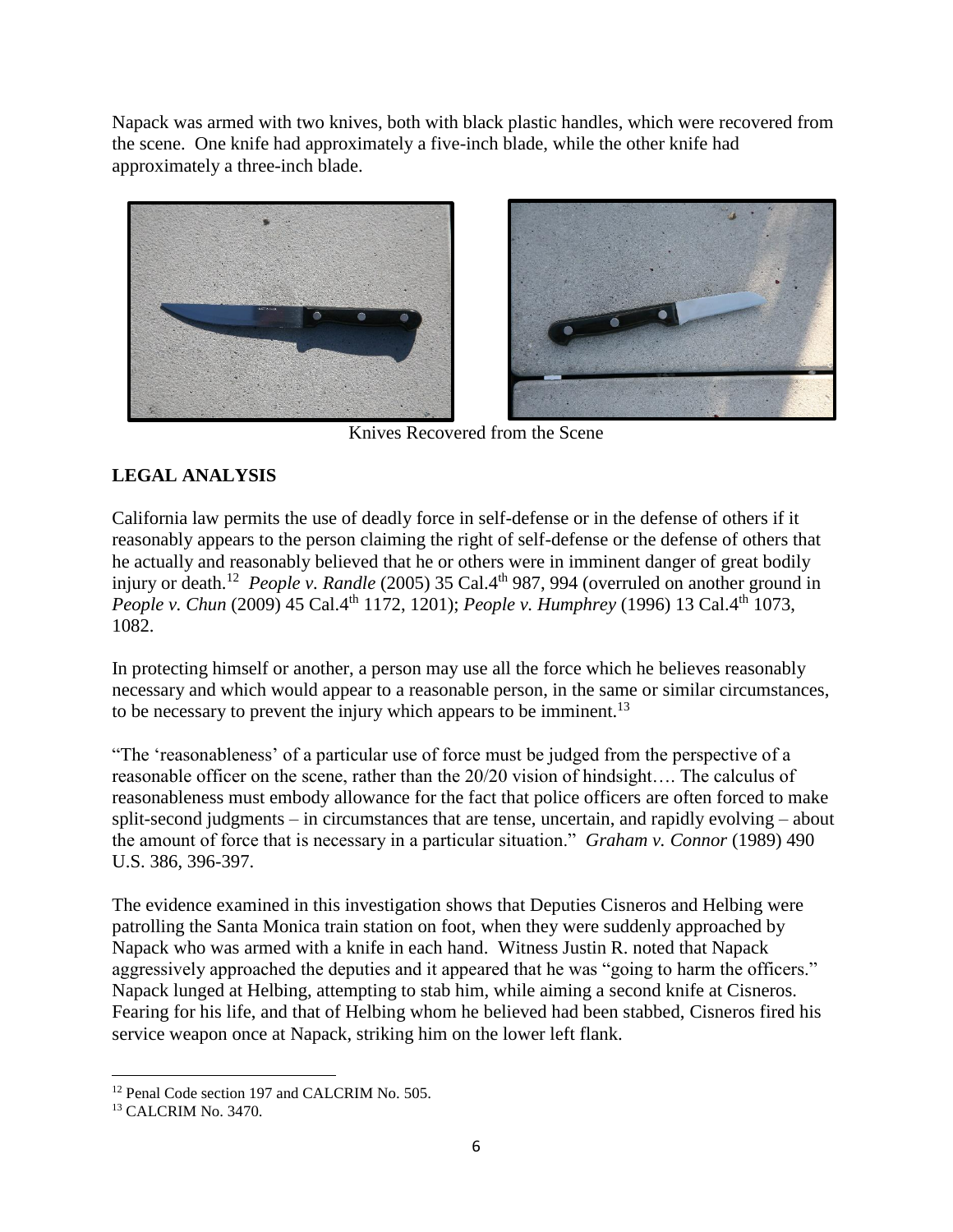Napack was armed with two knives, both with black plastic handles, which were recovered from the scene. One knife had approximately a five-inch blade, while the other knife had approximately a three-inch blade.

Knives Recovered from the Scene

## LEGAL ANALYSIS

California law permits the use of deadly force in self-defense or in the defense of others if it reasonably appears to the person claiming the right of self-defense or the defense of others that he actually and reasonably believed that he or others were in imminent danger of great bodily injury or death.[12] *People v. Randle* (2005) 35 Cal.4th 987, 994 (overruled on another ground in *People v. Chun* (2009) 45 Cal.4th 1172, 1201); *People v. Humphrey* (1996) 13 Cal.4th 1073, 1082.

In protecting himself or another, a person may use all the force which he believes reasonably necessary and which would appear to a reasonable person, in the same or similar circumstances, to be necessary to prevent the injury which appears to be imminent.[13]

"The 'reasonableness' of a particular use of force must be judged from the perspective of a reasonable officer on the scene, rather than the 20/20 vision of hindsight…. The calculus of reasonableness must embody allowance for the fact that police officers are often forced to make split-second judgments – in circumstances that are tense, uncertain, and rapidly evolving – about the amount of force that is necessary in a particular situation." *Graham v. Connor* (1989) 490 U.S. 386, 396-397.

The evidence examined in this investigation shows that Deputies Cisneros and Helbing were patrolling the Santa Monica train station on foot, when they were suddenly approached by Napack who was armed with a knife in each hand. Witness Justin R. noted that Napack aggressively approached the deputies and it appeared that he was "going to harm the officers." Napack lunged at Helbing, attempting to stab him, while aiming a second knife at Cisneros. Fearing for his life, and that of Helbing whom he believed had been stabbed, Cisneros fired his service weapon once at Napack, striking him on the lower left flank.

---

[12] Penal Code section 197 and CALCRIM No. 505.

[13] CALCRIM No. 3470.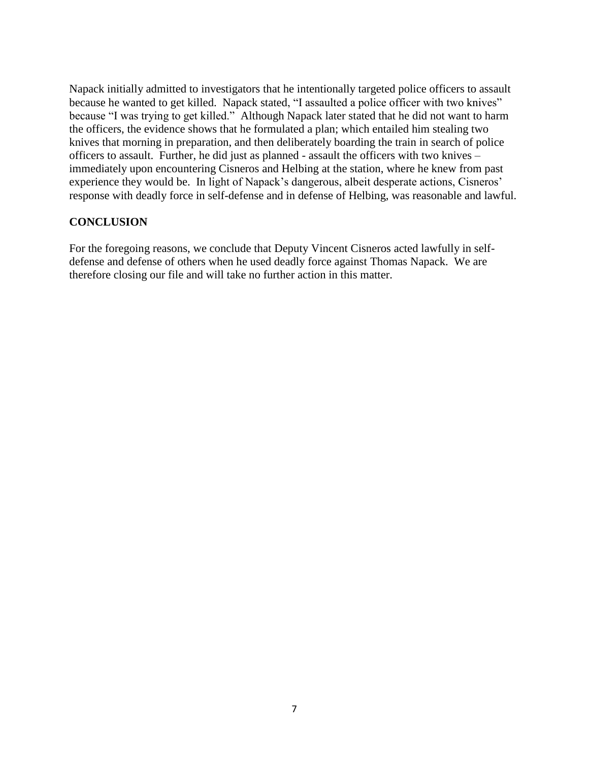Napack initially admitted to investigators that he intentionally targeted police officers to assault because he wanted to get killed. Napack stated, "I assaulted a police officer with two knives" because "I was trying to get killed." Although Napack later stated that he did not want to harm the officers, the evidence shows that he formulated a plan; which entailed him stealing two knives that morning in preparation, and then deliberately boarding the train in search of police officers to assault. Further, he did just as planned - assault the officers with two knives – immediately upon encountering Cisneros and Helbing at the station, where he knew from past experience they would be. In light of Napack's dangerous, albeit desperate actions, Cisneros' response with deadly force in self-defense and in defense of Helbing, was reasonable and lawful.

## CONCLUSION

For the foregoing reasons, we conclude that Deputy Vincent Cisneros acted lawfully in self-defense and defense of others when he used deadly force against Thomas Napack. We are therefore closing our file and will take no further action in this matter.